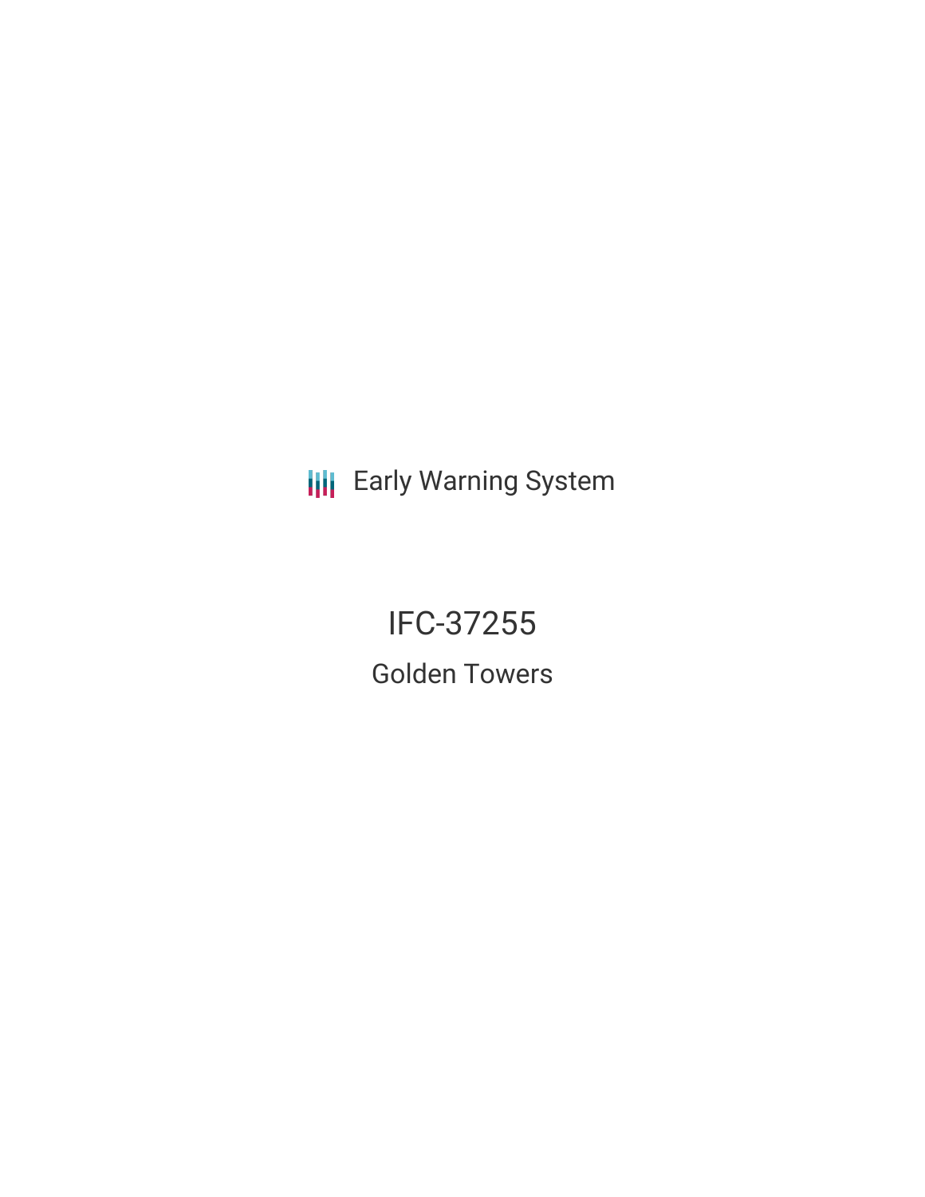Early Warning System

# IFC-37255

## Golden Towers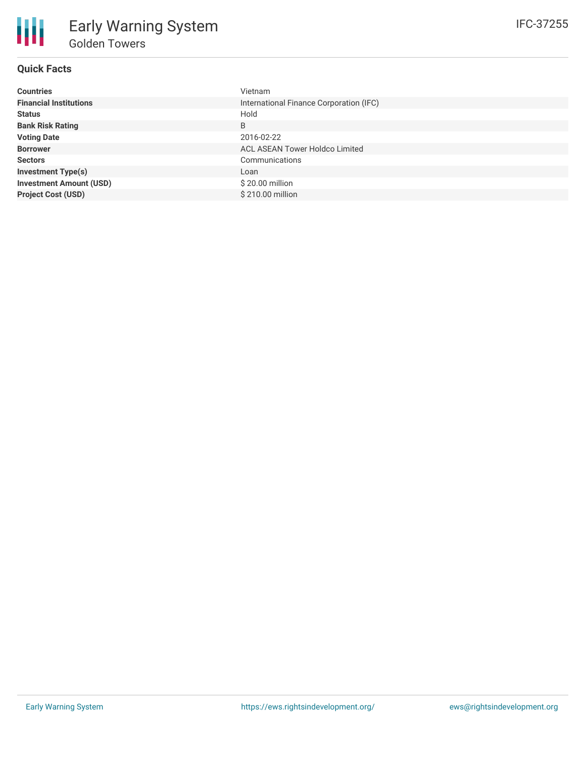# Early Warning System

## Golden Towers

IFC-37255

### Quick Facts

| | |
|---|---|
| **Countries** | Vietnam |
| **Financial Institutions** | International Finance Corporation (IFC) |
| **Status** | Hold |
| **Bank Risk Rating** | B |
| **Voting Date** | 2016-02-22 |
| **Borrower** | ACL ASEAN Tower Holdco Limited |
| **Sectors** | Communications |
| **Investment Type(s)** | Loan |
| **Investment Amount (USD)** | $ 20.00 million |
| **Project Cost (USD)** | $ 210.00 million |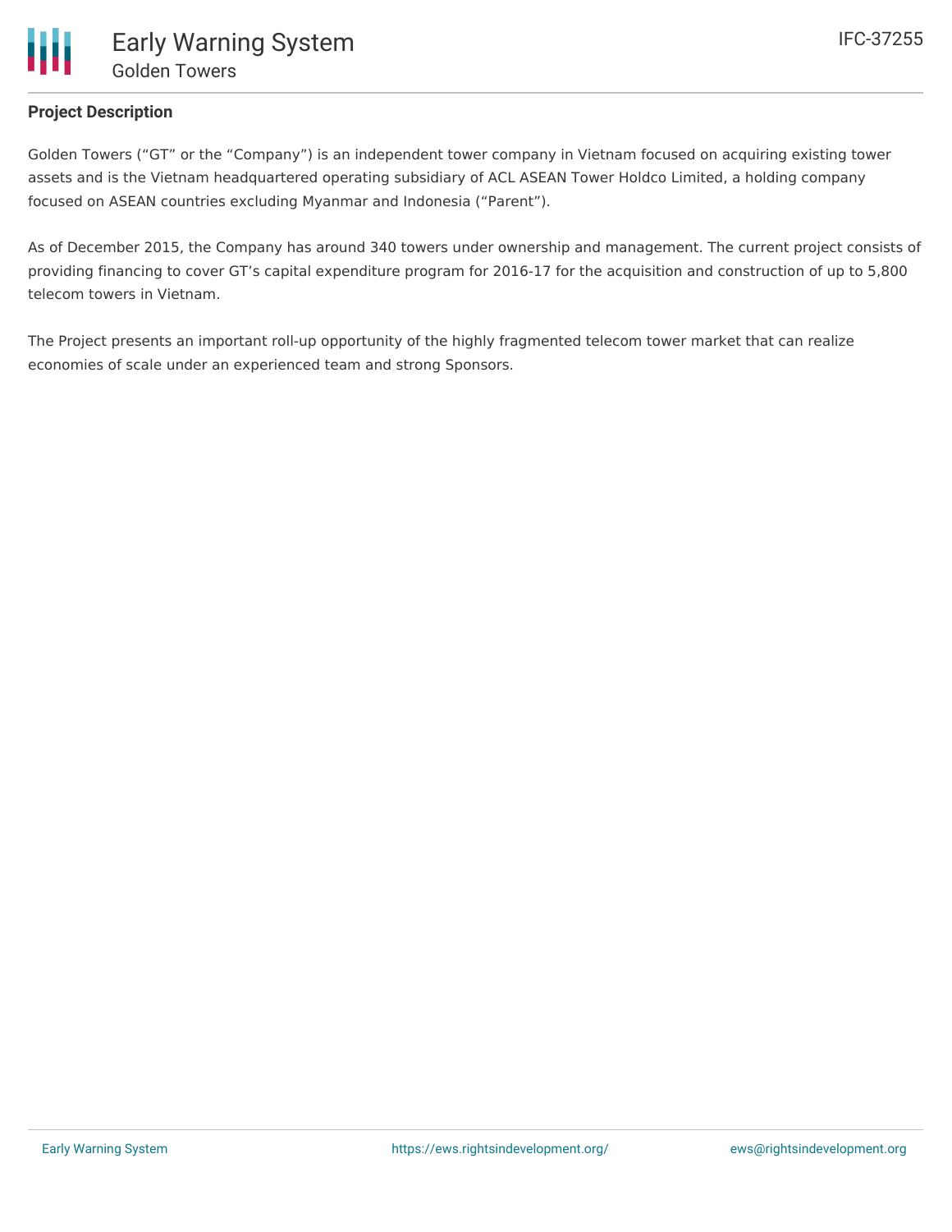### Project Description

Golden Towers (“GT” or the “Company”) is an independent tower company in Vietnam focused on acquiring existing tower assets and is the Vietnam headquartered operating subsidiary of ACL ASEAN Tower Holdco Limited, a holding company focused on ASEAN countries excluding Myanmar and Indonesia (“Parent”).

As of December 2015, the Company has around 340 towers under ownership and management. The current project consists of providing financing to cover GT’s capital expenditure program for 2016-17 for the acquisition and construction of up to 5,800 telecom towers in Vietnam.

The Project presents an important roll-up opportunity of the highly fragmented telecom tower market that can realize economies of scale under an experienced team and strong Sponsors.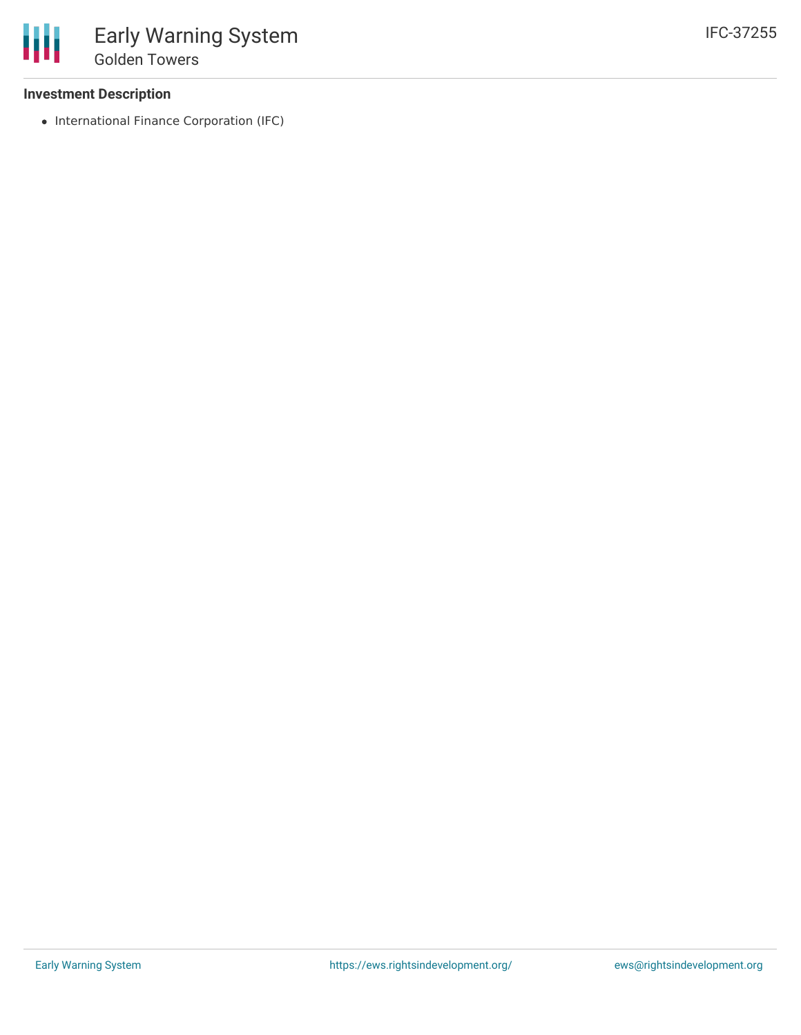### Investment Description

- International Finance Corporation (IFC)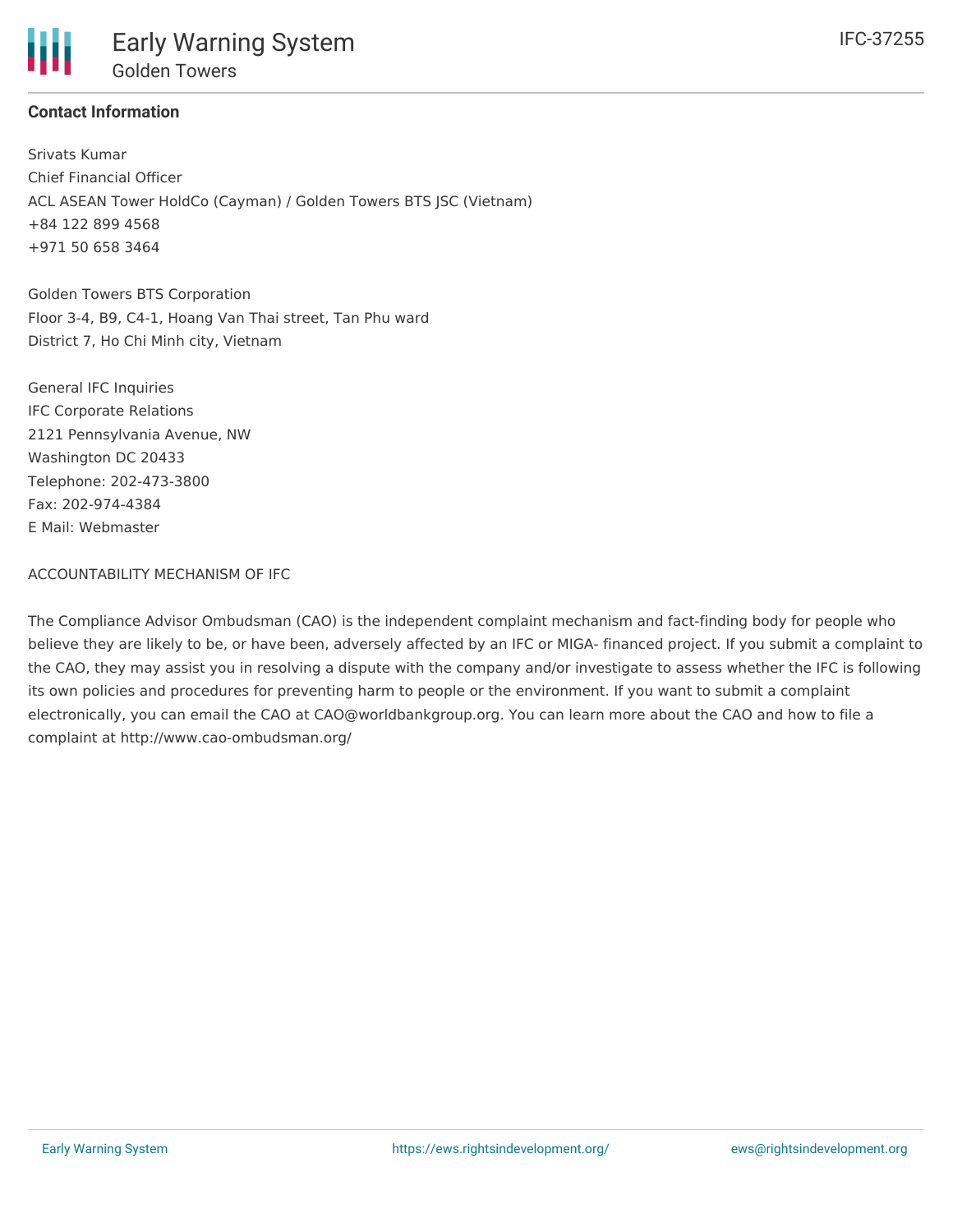**Contact Information**

Srivats Kumar
Chief Financial Officer
ACL ASEAN Tower HoldCo (Cayman) / Golden Towers BTS JSC (Vietnam)
+84 122 899 4568
+971 50 658 3464

Golden Towers BTS Corporation
Floor 3-4, B9, C4-1, Hoang Van Thai street, Tan Phu ward
District 7, Ho Chi Minh city, Vietnam

General IFC Inquiries
IFC Corporate Relations
2121 Pennsylvania Avenue, NW
Washington DC 20433
Telephone: 202-473-3800
Fax: 202-974-4384
E Mail: Webmaster

ACCOUNTABILITY MECHANISM OF IFC

The Compliance Advisor Ombudsman (CAO) is the independent complaint mechanism and fact-finding body for people who believe they are likely to be, or have been, adversely affected by an IFC or MIGA- financed project. If you submit a complaint to the CAO, they may assist you in resolving a dispute with the company and/or investigate to assess whether the IFC is following its own policies and procedures for preventing harm to people or the environment. If you want to submit a complaint electronically, you can email the CAO at CAO@worldbankgroup.org. You can learn more about the CAO and how to file a complaint at http://www.cao-ombudsman.org/